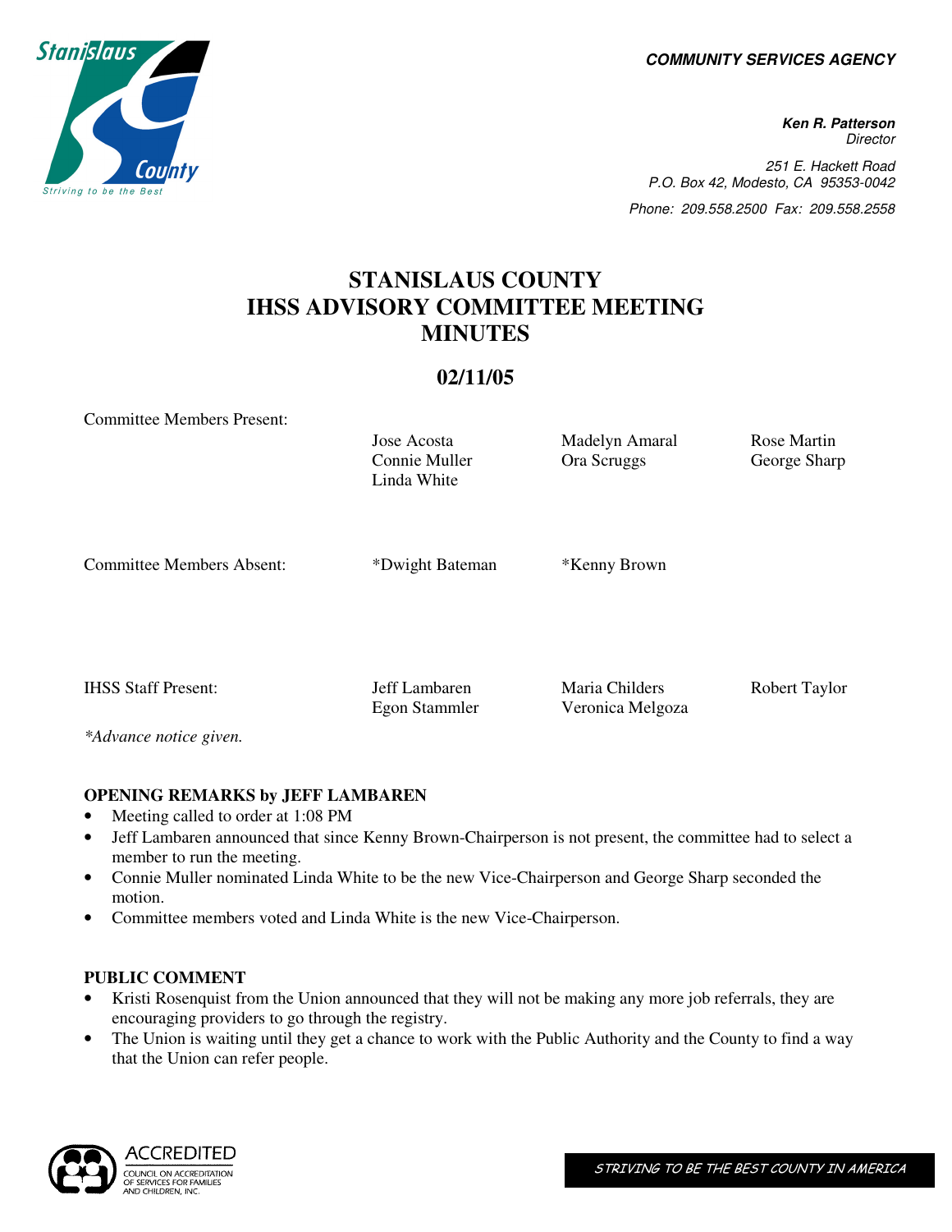**COMMUNITY SERVICES AGENCY**

***Ken R. Patterson***
*Director*

*251 E. Hackett Road*
*P.O. Box 42, Modesto, CA 95353-0042*
*Phone: 209.558.2500 Fax: 209.558.2558*

# STANISLAUS COUNTY IHSS ADVISORY COMMITTEE MEETING MINUTES

## 02/11/05

| | | | |
|---|---|---|---|
| Committee Members Present: | Jose Acosta<br>Connie Muller<br>Linda White | Madelyn Amaral<br>Ora Scruggs | Rose Martin<br>George Sharp |
| Committee Members Absent: | *Dwight Bateman | *Kenny Brown | |
| IHSS Staff Present: | Jeff Lambaren<br>Egon Stammler | Maria Childers<br>Veronica Melgoza | Robert Taylor |

*\*Advance notice given.*

### OPENING REMARKS by JEFF LAMBAREN

- Meeting called to order at 1:08 PM
- Jeff Lambaren announced that since Kenny Brown-Chairperson is not present, the committee had to select a member to run the meeting.
- Connie Muller nominated Linda White to be the new Vice-Chairperson and George Sharp seconded the motion.
- Committee members voted and Linda White is the new Vice-Chairperson.

### PUBLIC COMMENT

- Kristi Rosenquist from the Union announced that they will not be making any more job referrals, they are encouraging providers to go through the registry.
- The Union is waiting until they get a chance to work with the Public Authority and the County to find a way that the Union can refer people.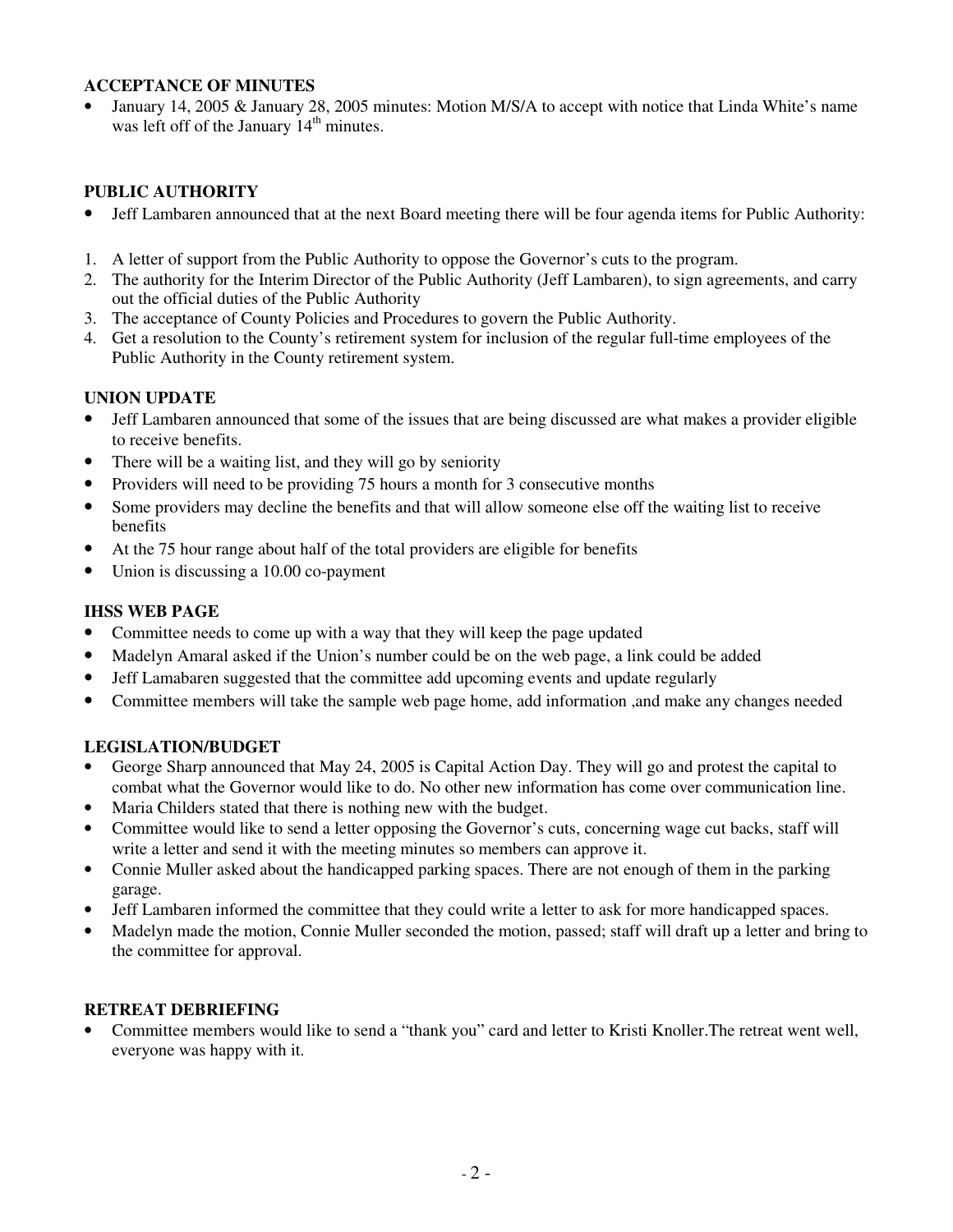## ACCEPTANCE OF MINUTES

- January 14, 2005 & January 28, 2005 minutes: Motion M/S/A to accept with notice that Linda White's name was left off of the January 14th minutes.

## PUBLIC AUTHORITY

- Jeff Lambaren announced that at the next Board meeting there will be four agenda items for Public Authority:

1. A letter of support from the Public Authority to oppose the Governor's cuts to the program.
2. The authority for the Interim Director of the Public Authority (Jeff Lambaren), to sign agreements, and carry out the official duties of the Public Authority
3. The acceptance of County Policies and Procedures to govern the Public Authority.
4. Get a resolution to the County's retirement system for inclusion of the regular full-time employees of the Public Authority in the County retirement system.

## UNION UPDATE

- Jeff Lambaren announced that some of the issues that are being discussed are what makes a provider eligible to receive benefits.
- There will be a waiting list, and they will go by seniority
- Providers will need to be providing 75 hours a month for 3 consecutive months
- Some providers may decline the benefits and that will allow someone else off the waiting list to receive benefits
- At the 75 hour range about half of the total providers are eligible for benefits
- Union is discussing a 10.00 co-payment

## IHSS WEB PAGE

- Committee needs to come up with a way that they will keep the page updated
- Madelyn Amaral asked if the Union's number could be on the web page, a link could be added
- Jeff Lamabaren suggested that the committee add upcoming events and update regularly
- Committee members will take the sample web page home, add information ,and make any changes needed

## LEGISLATION/BUDGET

- George Sharp announced that May 24, 2005 is Capital Action Day. They will go and protest the capital to combat what the Governor would like to do. No other new information has come over communication line.
- Maria Childers stated that there is nothing new with the budget.
- Committee would like to send a letter opposing the Governor's cuts, concerning wage cut backs, staff will write a letter and send it with the meeting minutes so members can approve it.
- Connie Muller asked about the handicapped parking spaces. There are not enough of them in the parking garage.
- Jeff Lambaren informed the committee that they could write a letter to ask for more handicapped spaces.
- Madelyn made the motion, Connie Muller seconded the motion, passed; staff will draft up a letter and bring to the committee for approval.

## RETREAT DEBRIEFING

- Committee members would like to send a "thank you" card and letter to Kristi Knoller.The retreat went well, everyone was happy with it.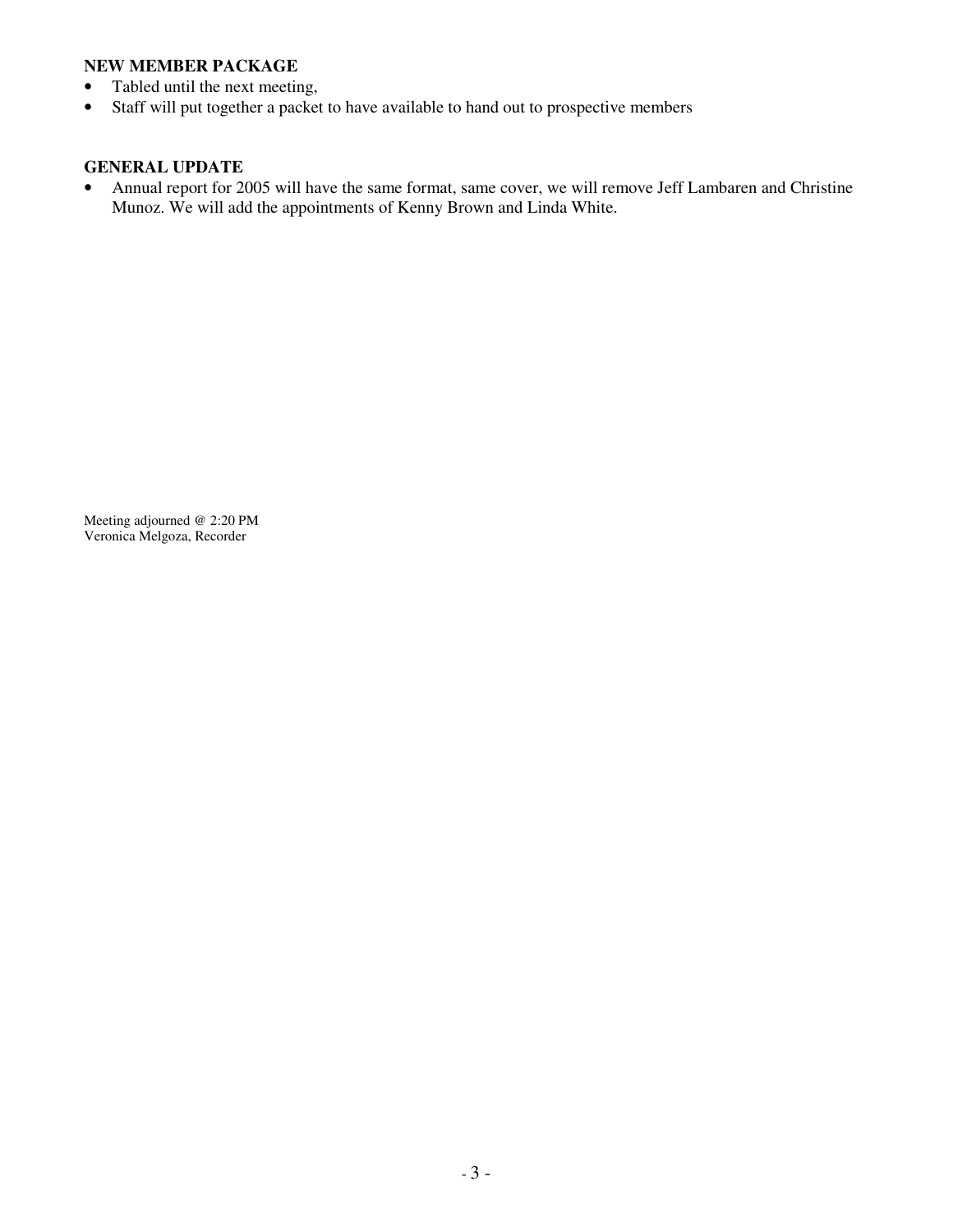**NEW MEMBER PACKAGE**

- Tabled until the next meeting,
- Staff will put together a packet to have available to hand out to prospective members

**GENERAL UPDATE**

- Annual report for 2005 will have the same format, same cover, we will remove Jeff Lambaren and Christine Munoz. We will add the appointments of Kenny Brown and Linda White.

Meeting adjourned @ 2:20 PM
Veronica Melgoza, Recorder